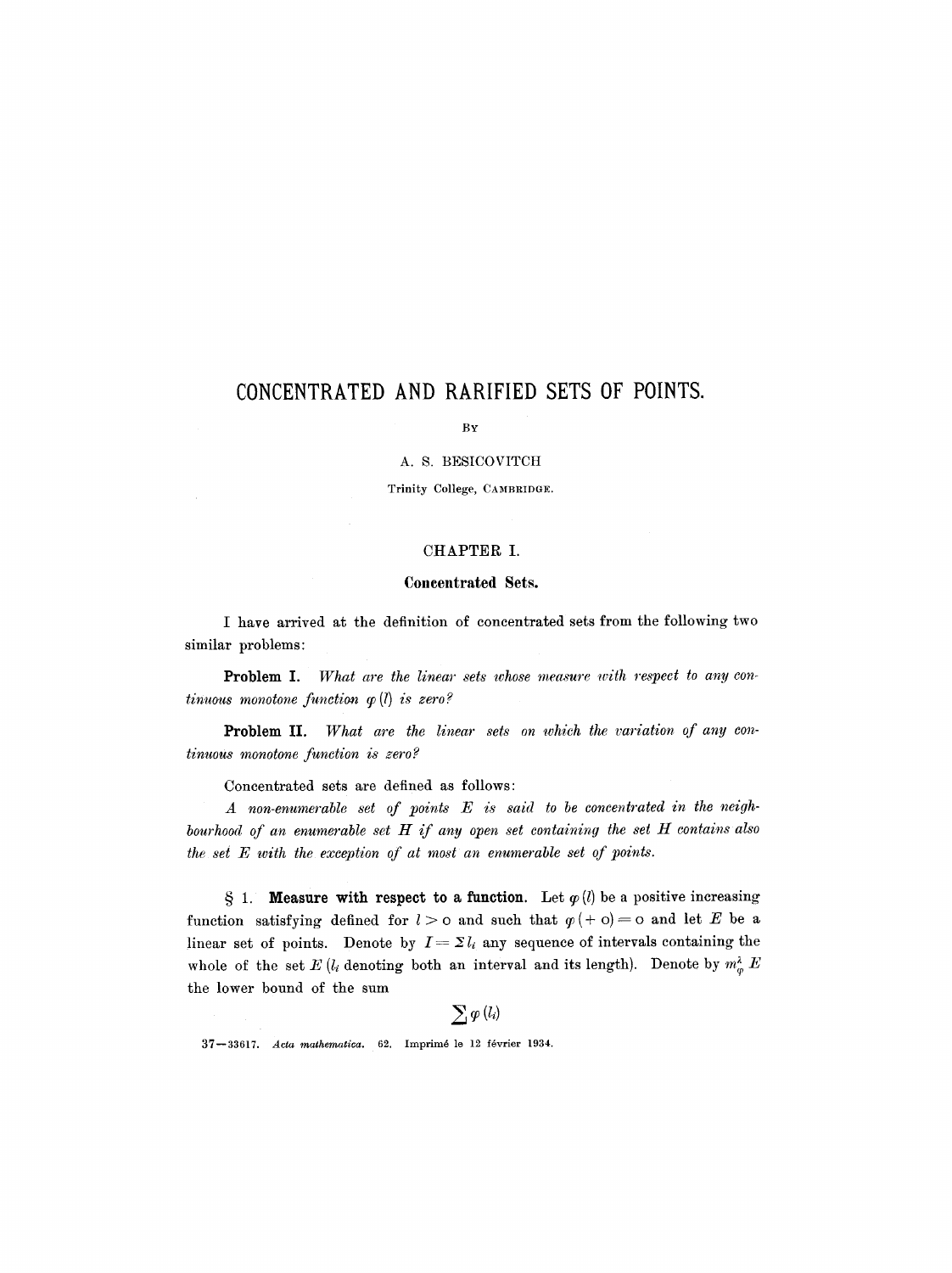# CONCENTRATED AND RARIFIED SETS OF POINTS.

BY

A. S. BESICOVITCH

Trinity College, CAMBRIDGE.

## CHAPTER I.

### Concentrated Sets.

I have arrived at the definition of concentrated sets from the following two similar problems:

**Problem I.** *What are the linear sets whose measure with respect to any continuous monotone function $\varphi(l)$ is zero?*

**Problem II.** *What are the linear sets on which the variation of any continuous monotone function is zero?*

Concentrated sets are defined as follows:

*A non-enumerable set of points $E$ is said to be concentrated in the neighbourhood of an enumerable set $H$ if any open set containing the set $H$ contains also the set $E$ with the exception of at most an enumerable set of points.*

§ 1. **Measure with respect to a function.** Let $\varphi(l)$ be a positive increasing function satisfying defined for $l > 0$ and such that $\varphi(+0) = 0$ and let $E$ be a linear set of points. Denote by $I = \Sigma l_i$ any sequence of intervals containing the whole of the set $E$ ($l_i$ denoting both an interval and its length). Denote by $m_\varphi^\lambda E$ the lower bound of the sum

$$\sum \varphi(l_i)$$

37—33617. *Acta mathematica.* 62. Imprimé le 12 février 1934.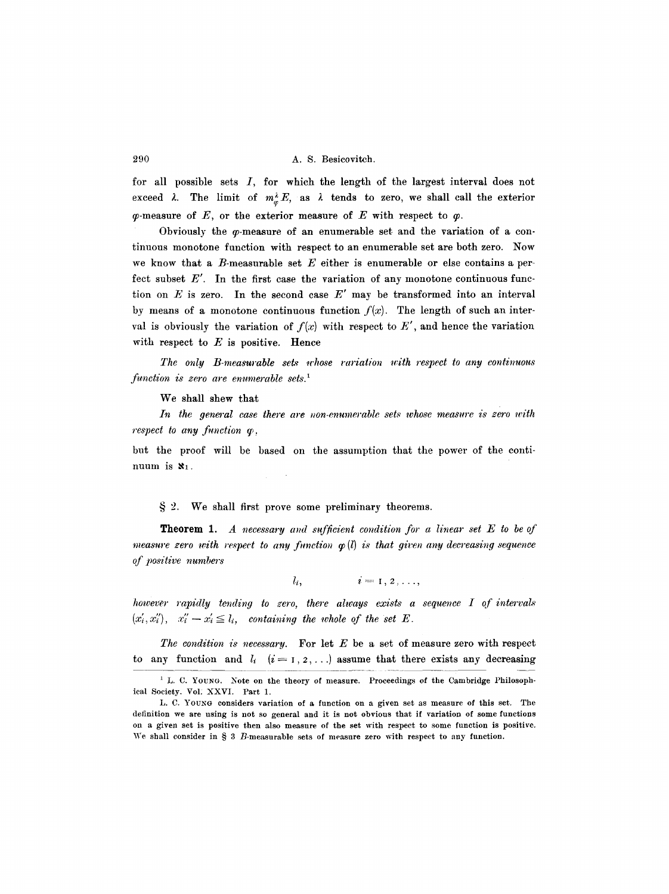for all possible sets $I$, for which the length of the largest interval does not exceed $\lambda$. The limit of $m_\varphi^\lambda E$, as $\lambda$ tends to zero, we shall call the exterior $\varphi$-measure of $E$, or the exterior measure of $E$ with respect to $\varphi$.

Obviously the $\varphi$-measure of an enumerable set and the variation of a continuous monotone function with respect to an enumerable set are both zero. Now we know that a $B$-measurable set $E$ either is enumerable or else contains a perfect subset $E'$. In the first case the variation of any monotone continuous function on $E$ is zero. In the second case $E'$ may be transformed into an interval by means of a monotone continuous function $f(x)$. The length of such an interval is obviously the variation of $f(x)$ with respect to $E'$, and hence the variation with respect to $E$ is positive. Hence

*The only B-measurable sets whose variation with respect to any continuous function is zero are enumerable sets.*[1]

We shall shew that

*In the general case there are non-enumerable sets whose measure is zero with respect to any function* $\varphi$,

but the proof will be based on the assumption that the power of the continuum is $\aleph_1$.

§ 2. We shall first prove some preliminary theorems.

**Theorem 1.** *A necessary and sufficient condition for a linear set E to be of measure zero with respect to any function* $\varphi(l)$ *is that given any decreasing sequence of positive numbers*

$$l_i, \qquad i = 1, 2, \ldots,$$

*however rapidly tending to zero, there always exists a sequence I of intervals* $(x_i', x_i'')$, $x_i'' - x_i' \leq l_i$, *containing the whole of the set E.*

*The condition is necessary.* For let $E$ be a set of measure zero with respect to any function and $l_i$ $(i = 1, 2, \ldots)$ assume that there exists any decreasing

---

[1] L. C. Young. Note on the theory of measure. Proceedings of the Cambridge Philosophical Society. Vol. XXVI. Part 1.

L. C. Young considers variation of a function on a given set as measure of this set. The definition we are using is not so general and it is not obvious that if variation of some functions on a given set is positive then also measure of the set with respect to some function is positive. We shall consider in § 3 $B$-measurable sets of measure zero with respect to any function.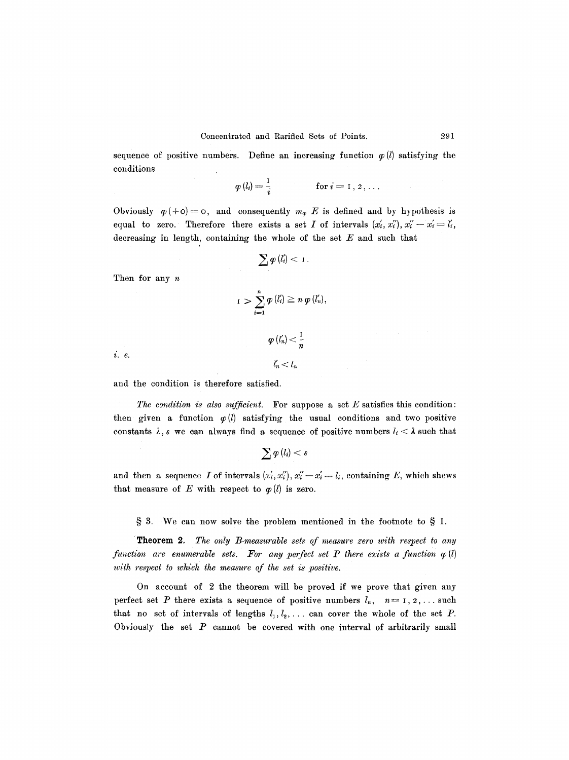sequence of positive numbers. Define an increasing function $\varphi(l)$ satisfying the conditions

$$\varphi(l_i) = \frac{1}{i} \qquad \text{for } i = 1, 2, \ldots$$

Obviously $\varphi(+0) = 0$, and consequently $m_\varphi E$ is defined and by hypothesis is equal to zero. Therefore there exists a set $I$ of intervals $(x_i', x_i'')$, $x_i'' - x_i' = l_i'$, decreasing in length, containing the whole of the set $E$ and such that

$$\sum \varphi(l_i') < 1.$$

Then for any $n$

$$1 > \sum_{i=1}^{n} \varphi(l_i') \geqq n\,\varphi(l_n'),$$

$$\varphi(l_n') < \frac{1}{n}$$

*i. e.*

$$l_n' < l_n$$

and the condition is therefore satisfied.

*The condition is also sufficient.* For suppose a set $E$ satisfies this condition: then given a function $\varphi(l)$ satisfying the usual conditions and two positive constants $\lambda, \varepsilon$ we can always find a sequence of positive numbers $l_i < \lambda$ such that

$$\sum \varphi(l_i) < \varepsilon$$

and then a sequence $I$ of intervals $(x_i', x_i'')$, $x_i'' - x_i' = l_i$, containing $E$, which shews that measure of $E$ with respect to $\varphi(l)$ is zero.

§ 3. We can now solve the problem mentioned in the footnote to § 1.

**Theorem 2.** *The only B-measurable sets of measure zero with respect to any function are enumerable sets. For any perfect set $P$ there exists a function $\varphi(l)$ with respect to which the measure of the set is positive.*

On account of 2 the theorem will be proved if we prove that given any perfect set $P$ there exists a sequence of positive numbers $l_n$, $n = 1, 2, \ldots$ such that no set of intervals of lengths $l_1, l_2, \ldots$ can cover the whole of the set $P$. Obviously the set $P$ cannot be covered with one interval of arbitrarily small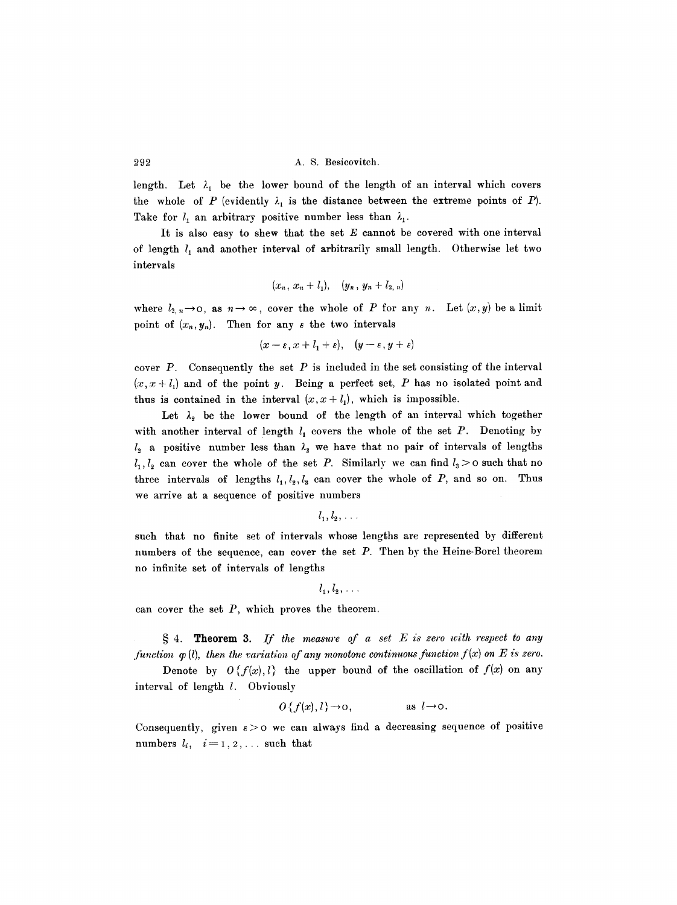length. Let $\lambda_1$ be the lower bound of the length of an interval which covers the whole of $P$ (evidently $\lambda_1$ is the distance between the extreme points of $P$). Take for $l_1$ an arbitrary positive number less than $\lambda_1$.

It is also easy to shew that the set $E$ cannot be covered with one interval of length $l_1$ and another interval of arbitrarily small length. Otherwise let two intervals

$$(x_n, x_n + l_1), \quad (y_n, y_n + l_{2,n})$$

where $l_{2,n} \to 0$, as $n \to \infty$, cover the whole of $P$ for any $n$. Let $(x, y)$ be a limit point of $(x_n, y_n)$. Then for any $\varepsilon$ the two intervals

$$(x - \varepsilon, x + l_1 + \varepsilon), \quad (y - \varepsilon, y + \varepsilon)$$

cover $P$. Consequently the set $P$ is included in the set consisting of the interval $(x, x + l_1)$ and of the point $y$. Being a perfect set, $P$ has no isolated point and thus is contained in the interval $(x, x + l_1)$, which is impossible.

Let $\lambda_2$ be the lower bound of the length of an interval which together with another interval of length $l_1$ covers the whole of the set $P$. Denoting by $l_2$ a positive number less than $\lambda_2$ we have that no pair of intervals of lengths $l_1, l_2$ can cover the whole of the set $P$. Similarly we can find $l_3 > 0$ such that no three intervals of lengths $l_1, l_2, l_3$ can cover the whole of $P$, and so on. Thus we arrive at a sequence of positive numbers

$$l_1, l_2, \ldots$$

such that no finite set of intervals whose lengths are represented by different numbers of the sequence, can cover the set $P$. Then by the Heine-Borel theorem no infinite set of intervals of lengths

$$l_1, l_2, \ldots$$

can cover the set $P$, which proves the theorem.

§ 4. **Theorem 3.** *If the measure of a set $E$ is zero with respect to any function $\varphi(l)$, then the variation of any monotone continuous function $f(x)$ on $E$ is zero.*

Denote by $O\{f(x), l\}$ the upper bound of the oscillation of $f(x)$ on any interval of length $l$. Obviously

$$O\{f(x), l\} \to 0, \qquad \text{as } l \to 0.$$

Consequently, given $\varepsilon > 0$ we can always find a decreasing sequence of positive numbers $l_i$, $i = 1, 2, \ldots$ such that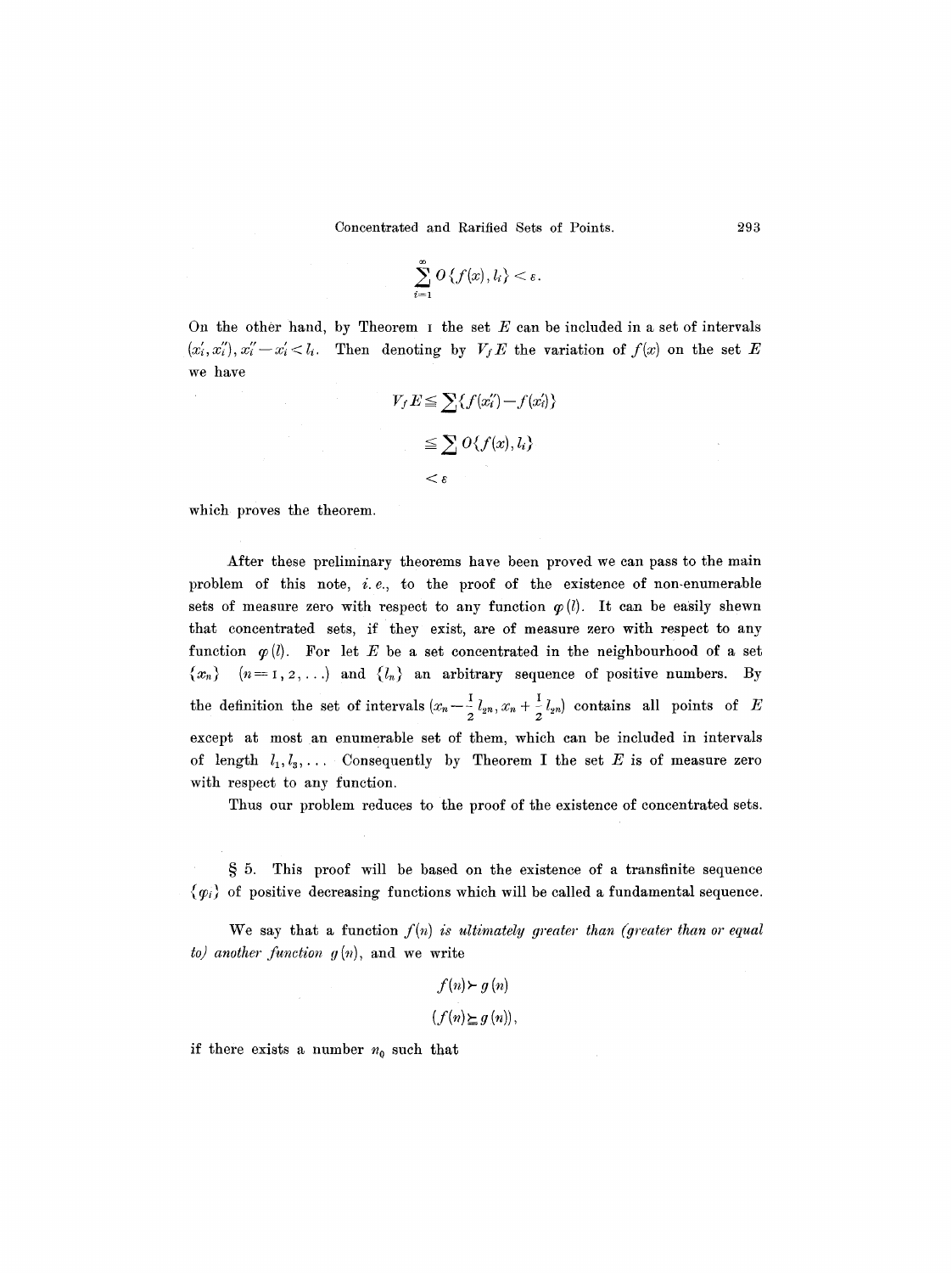$$\sum_{i=1}^{\infty} O\{f(x), l_i\} < \varepsilon.$$

On the other hand, by Theorem I the set $E$ can be included in a set of intervals $(x_i', x_i'')$, $x_i'' - x_i' < l_i$. Then denoting by $V_f E$ the variation of $f(x)$ on the set $E$ we have

$$\begin{aligned} V_f E &\leqq \sum \{f(x_i'') - f(x_i')\} \\ &\leqq \sum O\{f(x), l_i\} \\ &< \varepsilon \end{aligned}$$

which proves the theorem.

After these preliminary theorems have been proved we can pass to the main problem of this note, *i. e.*, to the proof of the existence of non-enumerable sets of measure zero with respect to any function $\varphi(l)$. It can be easily shewn that concentrated sets, if they exist, are of measure zero with respect to any function $\varphi(l)$. For let $E$ be a set concentrated in the neighbourhood of a set $\{x_n\}$ $(n = 1, 2, \ldots)$ and $\{l_n\}$ an arbitrary sequence of positive numbers. By the definition the set of intervals $(x_n - \frac{1}{2} l_{2n}, x_n + \frac{1}{2} l_{2n})$ contains all points of $E$ except at most an enumerable set of them, which can be included in intervals of length $l_1, l_3, \ldots$ Consequently by Theorem I the set $E$ is of measure zero with respect to any function.

Thus our problem reduces to the proof of the existence of concentrated sets.

§ 5. This proof will be based on the existence of a transfinite sequence $\{\varphi_i\}$ of positive decreasing functions which will be called a fundamental sequence.

We say that a function $f(n)$ *is ultimately greater than (greater than or equal to) another function* $g(n)$, and we write

$$f(n) \succ g(n)$$

$$(f(n) \succeq g(n)),$$

if there exists a number $n_0$ such that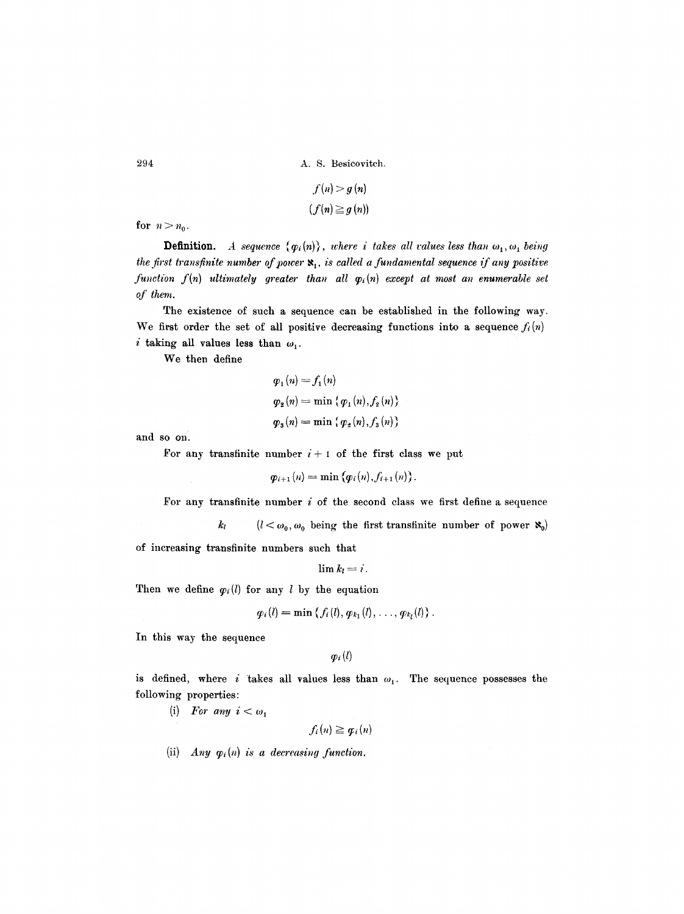$$f(n) > g(n)$$

$$(f(n) \geqq g(n))$$

for $n > n_0$.

**Definition.** *A sequence $\{\varphi_i(n)\}$, where $i$ takes all values less than $\omega_1$, $\omega_1$ being the first transfinite number of power $\aleph_1$, is called a fundamental sequence if any positive function $f(n)$ ultimately greater than all $\varphi_i(n)$ except at most an enumerable set of them.*

The existence of such a sequence can be established in the following way. We first order the set of all positive decreasing functions into a sequence $f_i(n)$ $i$ taking all values less than $\omega_1$.

We then define

$$\varphi_1(n) = f_1(n)$$

$$\varphi_2(n) = \min\{\varphi_1(n), f_2(n)\}$$

$$\varphi_3(n) = \min\{\varphi_2(n), f_3(n)\}$$

and so on.

For any transfinite number $i + 1$ of the first class we put

$$\varphi_{i+1}(n) = \min\{\varphi_i(n), f_{i+1}(n)\}.$$

For any transfinite number $i$ of the second class we first define a sequence

$$k_l \qquad (l < \omega_0, \omega_0 \text{ being the first transfinite number of power } \aleph_0)$$

of increasing transfinite numbers such that

$$\lim k_l = i.$$

Then we define $\varphi_i(l)$ for any $l$ by the equation

$$\varphi_i(l) = \min\{f_i(l), \varphi_{k_1}(l), \ldots, \varphi_{k_l}(l)\}.$$

In this way the sequence

$$\varphi_i(l)$$

is defined, where $i$ takes all values less than $\omega_1$. The sequence possesses the following properties:

(i) *For any $i < \omega_1$*

$$f_i(n) \geqq \varphi_i(n)$$

(ii) *Any $\varphi_i(n)$ is a decreasing function.*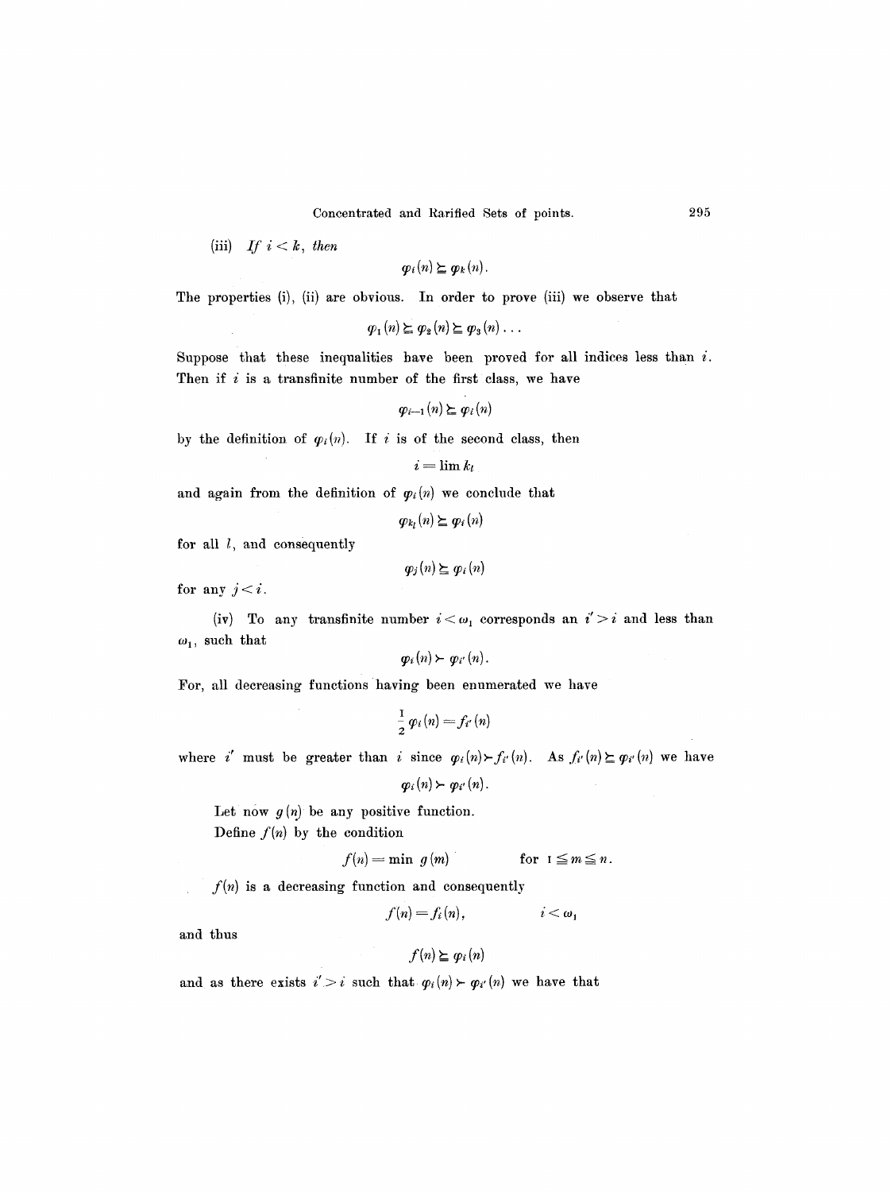(iii) *If* $i < k$, *then*

$$\varphi_i(n) \succeq \varphi_k(n).$$

The properties (i), (ii) are obvious. In order to prove (iii) we observe that

$$\varphi_1(n) \succeq \varphi_2(n) \succeq \varphi_3(n) \ldots$$

Suppose that these inequalities have been proved for all indices less than $i$. Then if $i$ is a transfinite number of the first class, we have

$$\varphi_{i-1}(n) \succeq \varphi_i(n)$$

by the definition of $\varphi_i(n)$. If $i$ is of the second class, then

$$i = \lim k_l$$

and again from the definition of $\varphi_i(n)$ we conclude that

$$\varphi_{k_l}(n) \succeq \varphi_i(n)$$

for all $l$, and consequently

$$\varphi_j(n) \succeq \varphi_i(n)$$

for any $j < i$.

(iv) To any transfinite number $i < \omega_1$ corresponds an $i' > i$ and less than $\omega_1$, such that

$$\varphi_i(n) \succ \varphi_{i'}(n).$$

For, all decreasing functions having been enumerated we have

$$\frac{1}{2}\varphi_i(n) = f_{i'}(n)$$

where $i'$ must be greater than $i$ since $\varphi_i(n) \succ f_{i'}(n)$. As $f_{i'}(n) \succeq \varphi_{i'}(n)$ we have

$$\varphi_i(n) \succ \varphi_{i'}(n).$$

Let now $g(n)$ be any positive function.

Define $f(n)$ by the condition

$$f(n) = \min\, g(m) \qquad \text{for } 1 \leqq m \leqq n.$$

$f(n)$ is a decreasing function and consequently

$$f(n) = f_i(n), \qquad i < \omega_1$$

and thus

$$f(n) \succeq \varphi_i(n)$$

and as there exists $i' > i$ such that $\varphi_i(n) \succ \varphi_{i'}(n)$ we have that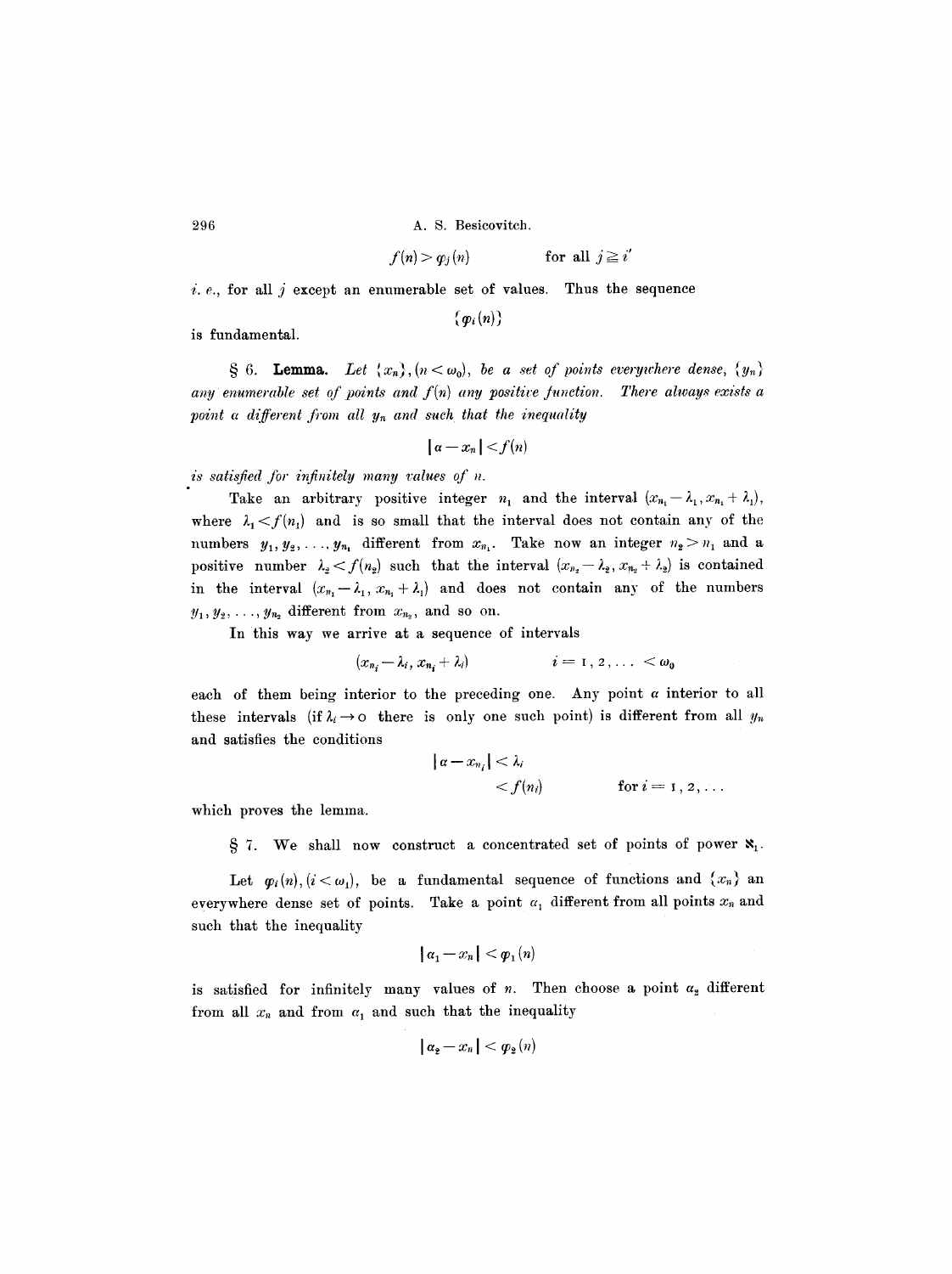$$f(n) > \varphi_j(n) \qquad \text{for all } j \geqq i'$$

*i. e.*, for all $j$ except an enumerable set of values. Thus the sequence

$$\{\varphi_i(n)\}$$

is fundamental.

§ 6. **Lemma.** *Let* $\{x_n\}$, $(n < \omega_0)$, *be a set of points everywhere dense*, $\{y_n\}$ *any enumerable set of points and* $f(n)$ *any positive function. There always exists a point* $a$ *different from all* $y_n$ *and such that the inequality*

$$|a - x_n| < f(n)$$

*is satisfied for infinitely many values of* $n$.

Take an arbitrary positive integer $n_1$ and the interval $(x_{n_1} - \lambda_1, x_{n_1} + \lambda_1)$, where $\lambda_1 < f(n_1)$ and is so small that the interval does not contain any of the numbers $y_1, y_2, \ldots, y_{n_1}$ different from $x_{n_1}$. Take now an integer $n_2 > n_1$ and a positive number $\lambda_2 < f(n_2)$ such that the interval $(x_{n_2} - \lambda_2, x_{n_2} + \lambda_2)$ is contained in the interval $(x_{n_1} - \lambda_1, x_{n_1} + \lambda_1)$ and does not contain any of the numbers $y_1, y_2, \ldots, y_{n_2}$ different from $x_{n_2}$, and so on.

In this way we arrive at a sequence of intervals

$$(x_{n_i} - \lambda_i, x_{n_i} + \lambda_i) \qquad i = 1, 2, \ldots < \omega_0$$

each of them being interior to the preceding one. Any point $a$ interior to all these intervals (if $\lambda_i \to 0$ there is only one such point) is different from all $y_n$ and satisfies the conditions

$$\begin{aligned} |a - x_{n_i}| &< \lambda_i \\ &< f(n_i) \qquad \text{for } i = 1, 2, \ldots \end{aligned}$$

which proves the lemma.

§ 7. We shall now construct a concentrated set of points of power $\aleph_1$.

Let $\varphi_i(n)$, $(i < \omega_1)$, be a fundamental sequence of functions and $\{x_n\}$ an everywhere dense set of points. Take a point $a_1$ different from all points $x_n$ and such that the inequality

$$|a_1 - x_n| < \varphi_1(n)$$

is satisfied for infinitely many values of $n$. Then choose a point $a_2$ different from all $x_n$ and from $a_1$ and such that the inequality

$$|a_2 - x_n| < \varphi_2(n)$$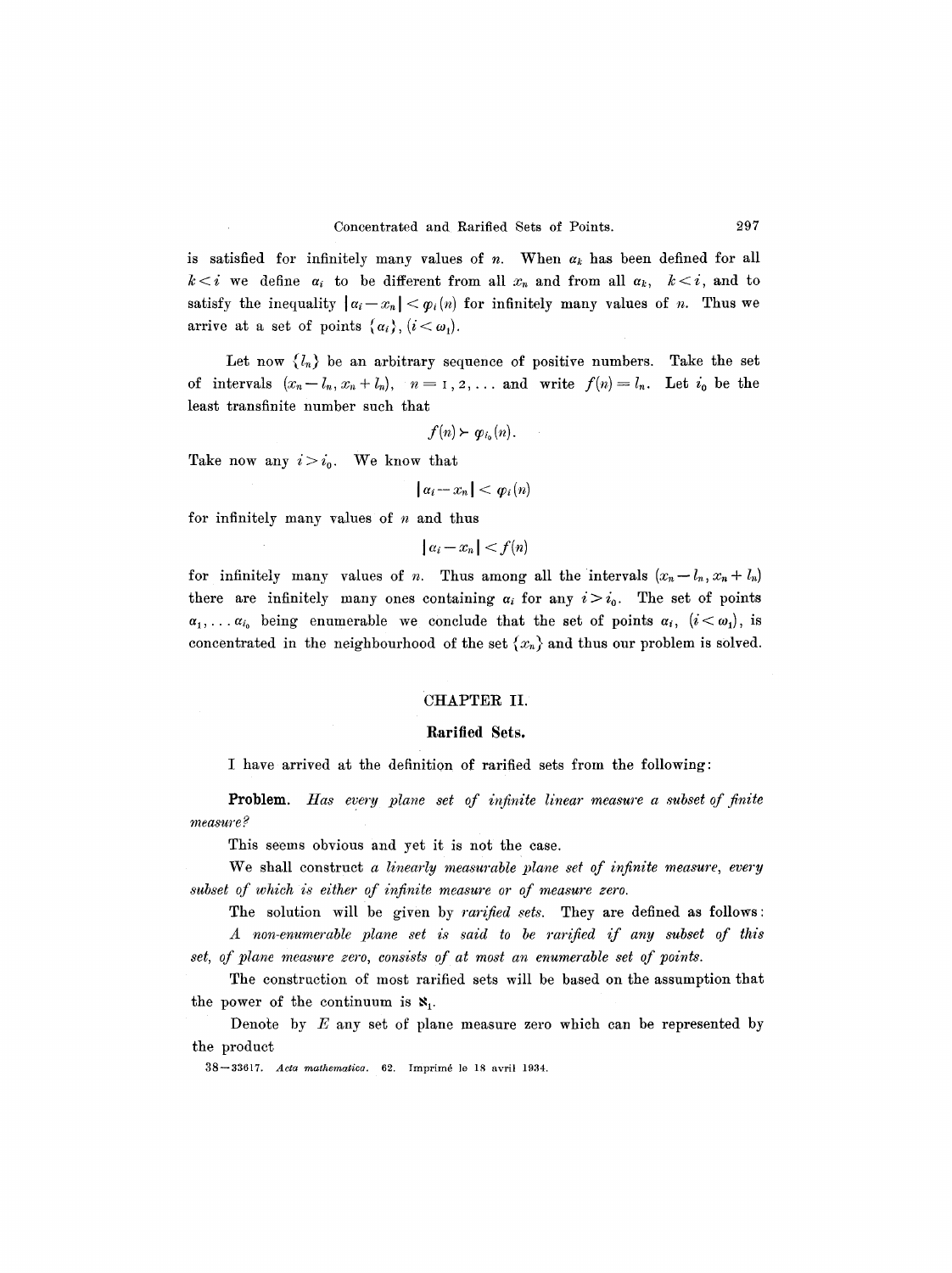is satisfied for infinitely many values of $n$. When $\alpha_k$ has been defined for all $k < i$ we define $\alpha_i$ to be different from all $x_n$ and from all $\alpha_k$, $k < i$, and to satisfy the inequality $|\alpha_i - x_n| < \varphi_i(n)$ for infinitely many values of $n$. Thus we arrive at a set of points $\{\alpha_i\}$, $(i < \omega_1)$.

Let now $\{l_n\}$ be an arbitrary sequence of positive numbers. Take the set of intervals $(x_n - l_n, x_n + l_n)$, $n = 1, 2, \ldots$ and write $f(n) = l_n$. Let $i_0$ be the least transfinite number such that

$$f(n) \succ \varphi_{i_0}(n).$$

Take now any $i > i_0$. We know that

$$|\alpha_i - x_n| < \varphi_i(n)$$

for infinitely many values of $n$ and thus

$$|\alpha_i - x_n| < f(n)$$

for infinitely many values of $n$. Thus among all the intervals $(x_n - l_n, x_n + l_n)$ there are infinitely many ones containing $\alpha_i$ for any $i > i_0$. The set of points $\alpha_1, \ldots \alpha_{i_0}$ being enumerable we conclude that the set of points $\alpha_i$, $(i < \omega_1)$, is concentrated in the neighbourhood of the set $\{x_n\}$ and thus our problem is solved.

## CHAPTER II.

### Rarified Sets.

I have arrived at the definition of rarified sets from the following:

**Problem.** *Has every plane set of infinite linear measure a subset of finite measure?*

This seems obvious and yet it is not the case.

We shall construct *a linearly measurable plane set of infinite measure, every subset of which is either of infinite measure or of measure zero.*

The solution will be given by *rarified sets.* They are defined as follows:

*A non-enumerable plane set is said to be rarified if any subset of this set, of plane measure zero, consists of at most an enumerable set of points.*

The construction of most rarified sets will be based on the assumption that the power of the continuum is $\aleph_1$.

Denote by $E$ any set of plane measure zero which can be represented by the product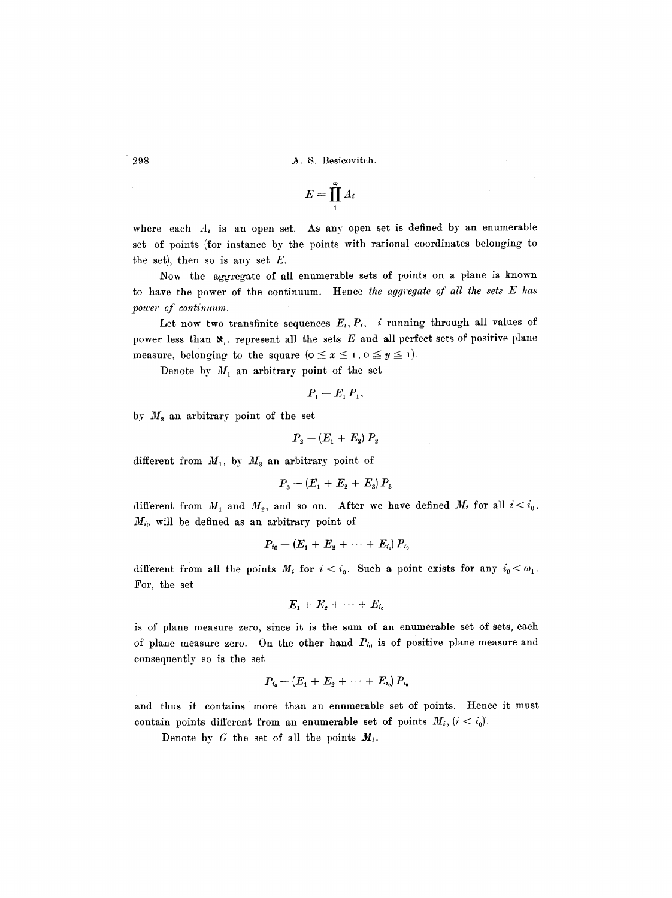$$E = \prod_{1}^{\infty} A_i$$

where each $A_i$ is an open set. As any open set is defined by an enumerable set of points (for instance by the points with rational coordinates belonging to the set), then so is any set $E$.

Now the aggregate of all enumerable sets of points on a plane is known to have the power of the continuum. Hence *the aggregate of all the sets $E$ has power of continuum.*

Let now two transfinite sequences $E_i, P_i$, $i$ running through all values of power less than $\aleph_1$, represent all the sets $E$ and all perfect sets of positive plane measure, belonging to the square $(0 \leqq x \leqq 1, 0 \leqq y \leqq 1)$.

Denote by $M_1$ an arbitrary point of the set

$$P_1 - E_1 P_1,$$

by $M_2$ an arbitrary point of the set

$$P_2 - (E_1 + E_2) P_2$$

different from $M_1$, by $M_3$ an arbitrary point of

$$P_3 - (E_1 + E_2 + E_3) P_3$$

different from $M_1$ and $M_2$, and so on. After we have defined $M_i$ for all $i < i_0$, $M_{i_0}$ will be defined as an arbitrary point of

$$P_{i_0} - (E_1 + E_2 + \cdots + E_{i_0}) P_{i_0}$$

different from all the points $M_i$ for $i < i_0$. Such a point exists for any $i_0 < \omega_1$. For, the set

$$E_1 + E_2 + \cdots + E_{i_0}$$

is of plane measure zero, since it is the sum of an enumerable set of sets, each of plane measure zero. On the other hand $P_{i_0}$ is of positive plane measure and consequently so is the set

$$P_{i_0} - (E_1 + E_2 + \cdots + E_{i_0}) P_{i_0}$$

and thus it contains more than an enumerable set of points. Hence it must contain points different from an enumerable set of points $M_i$, $(i < i_0)$.

Denote by $G$ the set of all the points $M_i$.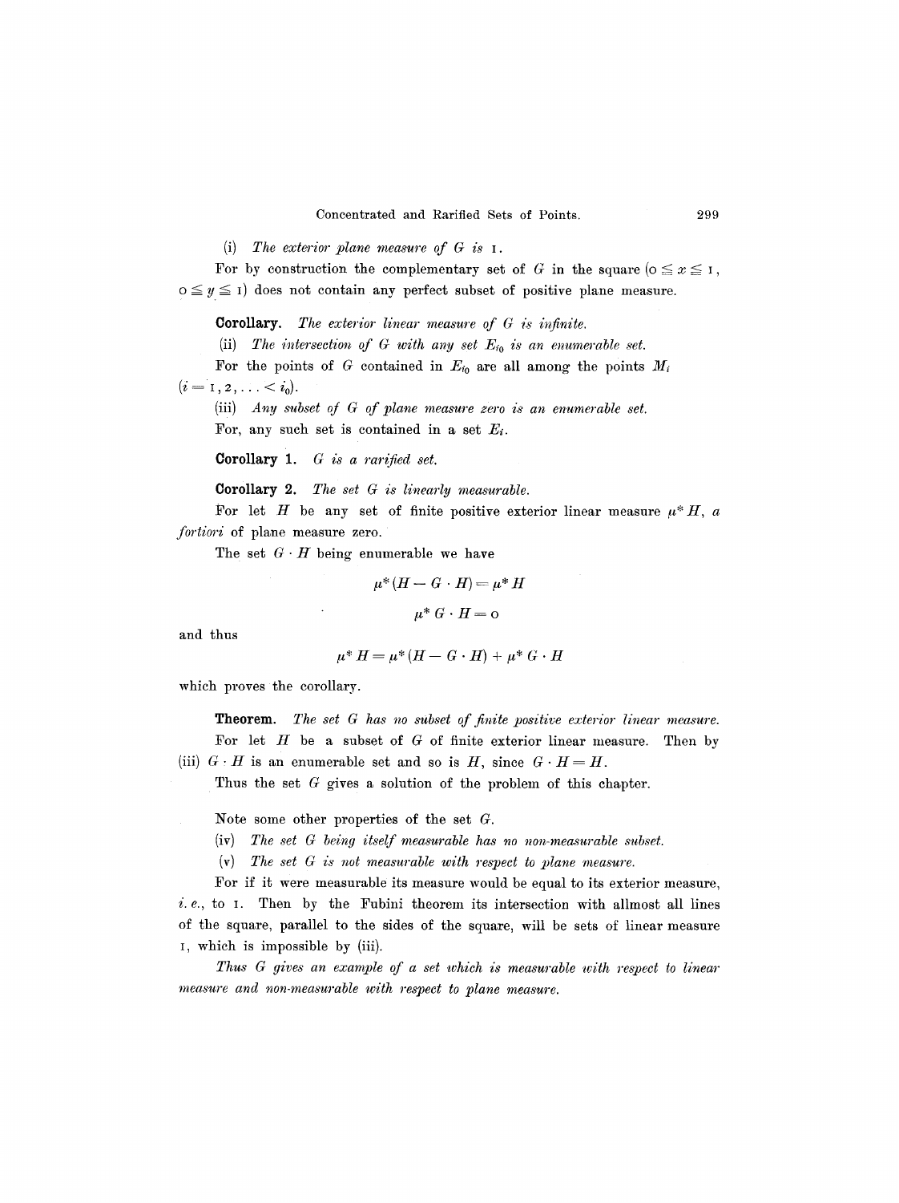(i) *The exterior plane measure of $G$ is* 1.

For by construction the complementary set of $G$ in the square ($0 \leq x \leq 1$, $0 \leq y \leq 1$) does not contain any perfect subset of positive plane measure.

**Corollary.** *The exterior linear measure of $G$ is infinite.*

(ii) *The intersection of $G$ with any set $E_{i_0}$ is an enumerable set.*

For the points of $G$ contained in $E_{i_0}$ are all among the points $M_i$ ($i = 1, 2, \ldots < i_0$).

(iii) *Any subset of $G$ of plane measure zero is an enumerable set.*

For, any such set is contained in a set $E_i$.

**Corollary 1.** *$G$ is a rarified set.*

**Corollary 2.** *The set $G$ is linearly measurable.*

For let $H$ be any set of finite positive exterior linear measure $\mu^* H$, *a fortiori* of plane measure zero.

The set $G \cdot H$ being enumerable we have

$$\mu^* (H - G \cdot H) = \mu^* H$$

$$\mu^* G \cdot H = 0$$

and thus

$$\mu^* H = \mu^* (H - G \cdot H) + \mu^* G \cdot H$$

which proves the corollary.

**Theorem.** *The set $G$ has no subset of finite positive exterior linear measure.*

For let $H$ be a subset of $G$ of finite exterior linear measure. Then by (iii) $G \cdot H$ is an enumerable set and so is $H$, since $G \cdot H = H$.

Thus the set $G$ gives a solution of the problem of this chapter.

Note some other properties of the set $G$.

(iv) *The set $G$ being itself measurable has no non-measurable subset.*

(v) *The set $G$ is not measurable with respect to plane measure.*

For if it were measurable its measure would be equal to its exterior measure, *i. e.*, to 1. Then by the Fubini theorem its intersection with allmost all lines of the square, parallel to the sides of the square, will be sets of linear measure 1, which is impossible by (iii).

*Thus $G$ gives an example of a set which is measurable with respect to linear measure and non-measurable with respect to plane measure.*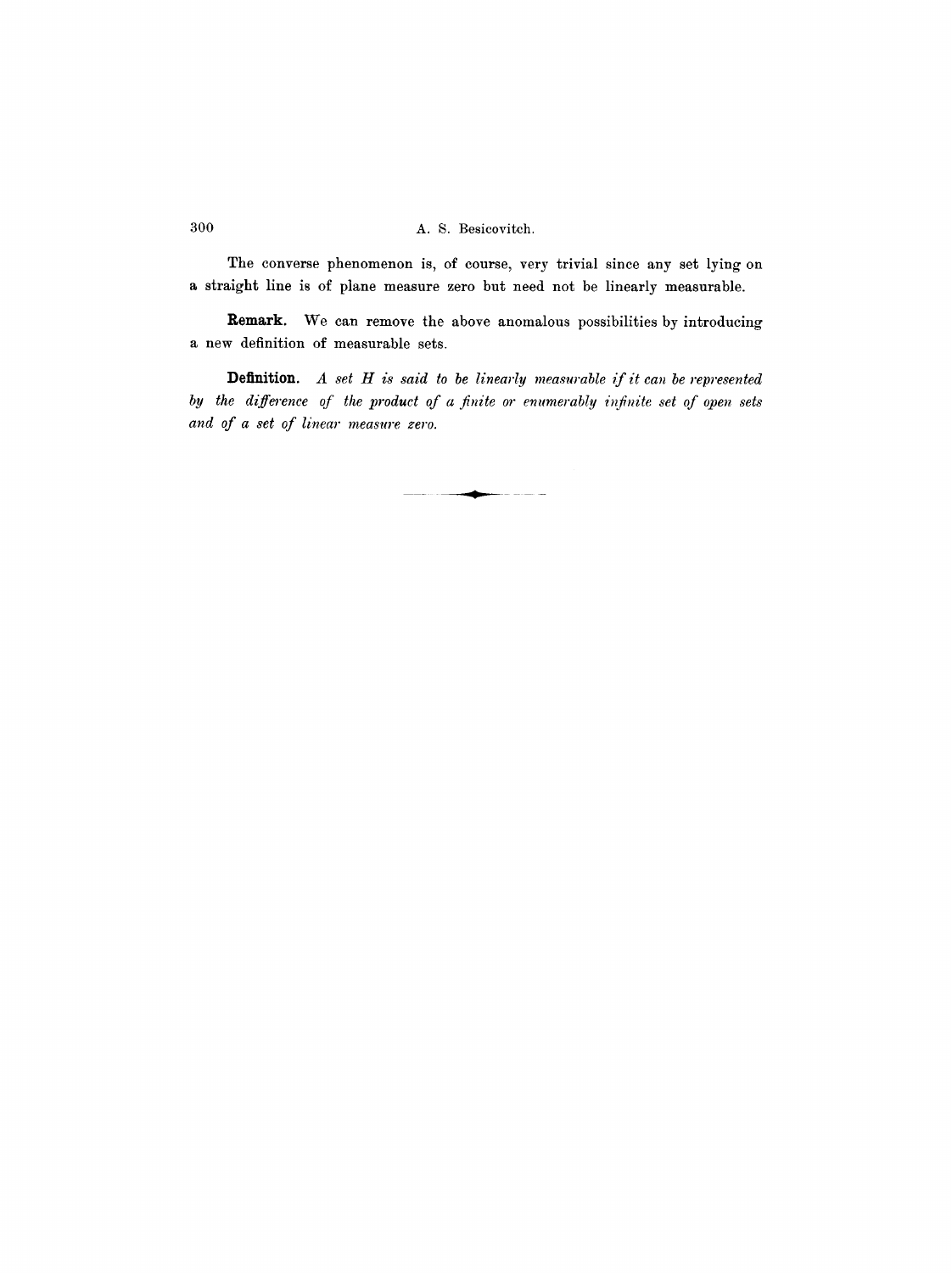The converse phenomenon is, of course, very trivial since any set lying on a straight line is of plane measure zero but need not be linearly measurable.

**Remark.** We can remove the above anomalous possibilities by introducing a new definition of measurable sets.

**Definition.** *A set $H$ is said to be linearly measurable if it can be represented by the difference of the product of a finite or enumerably infinite set of open sets and of a set of linear measure zero.*